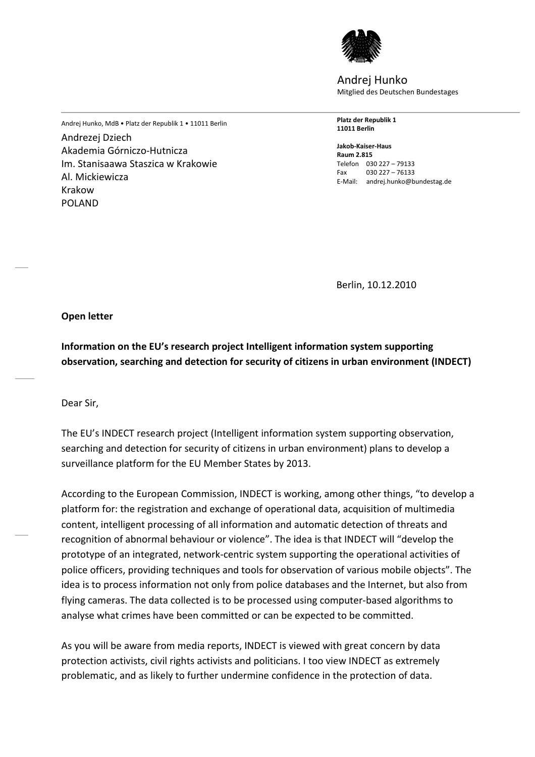Andrej Hunko
Mitglied des Deutschen Bundestages

Andrej Hunko, MdB • Platz der Republik 1 • 11011 Berlin

Andrezej Dziech
Akademia Górniczo-Hutnicza
Im. Stanisaawa Staszica w Krakowie
Al. Mickiewicza
Krakow
POLAND

**Platz der Republik 1**
**11011 Berlin**

**Jakob-Kaiser-Haus**
**Raum 2.815**
Telefon 030 227 – 79133
Fax 030 227 – 76133
E-Mail: andrej.hunko@bundestag.de

Berlin, 10.12.2010

**Open letter**

**Information on the EU's research project Intelligent information system supporting observation, searching and detection for security of citizens in urban environment (INDECT)**

Dear Sir,

The EU's INDECT research project (Intelligent information system supporting observation, searching and detection for security of citizens in urban environment) plans to develop a surveillance platform for the EU Member States by 2013.

According to the European Commission, INDECT is working, among other things, "to develop a platform for: the registration and exchange of operational data, acquisition of multimedia content, intelligent processing of all information and automatic detection of threats and recognition of abnormal behaviour or violence". The idea is that INDECT will "develop the prototype of an integrated, network-centric system supporting the operational activities of police officers, providing techniques and tools for observation of various mobile objects". The idea is to process information not only from police databases and the Internet, but also from flying cameras. The data collected is to be processed using computer-based algorithms to analyse what crimes have been committed or can be expected to be committed.

As you will be aware from media reports, INDECT is viewed with great concern by data protection activists, civil rights activists and politicians. I too view INDECT as extremely problematic, and as likely to further undermine confidence in the protection of data.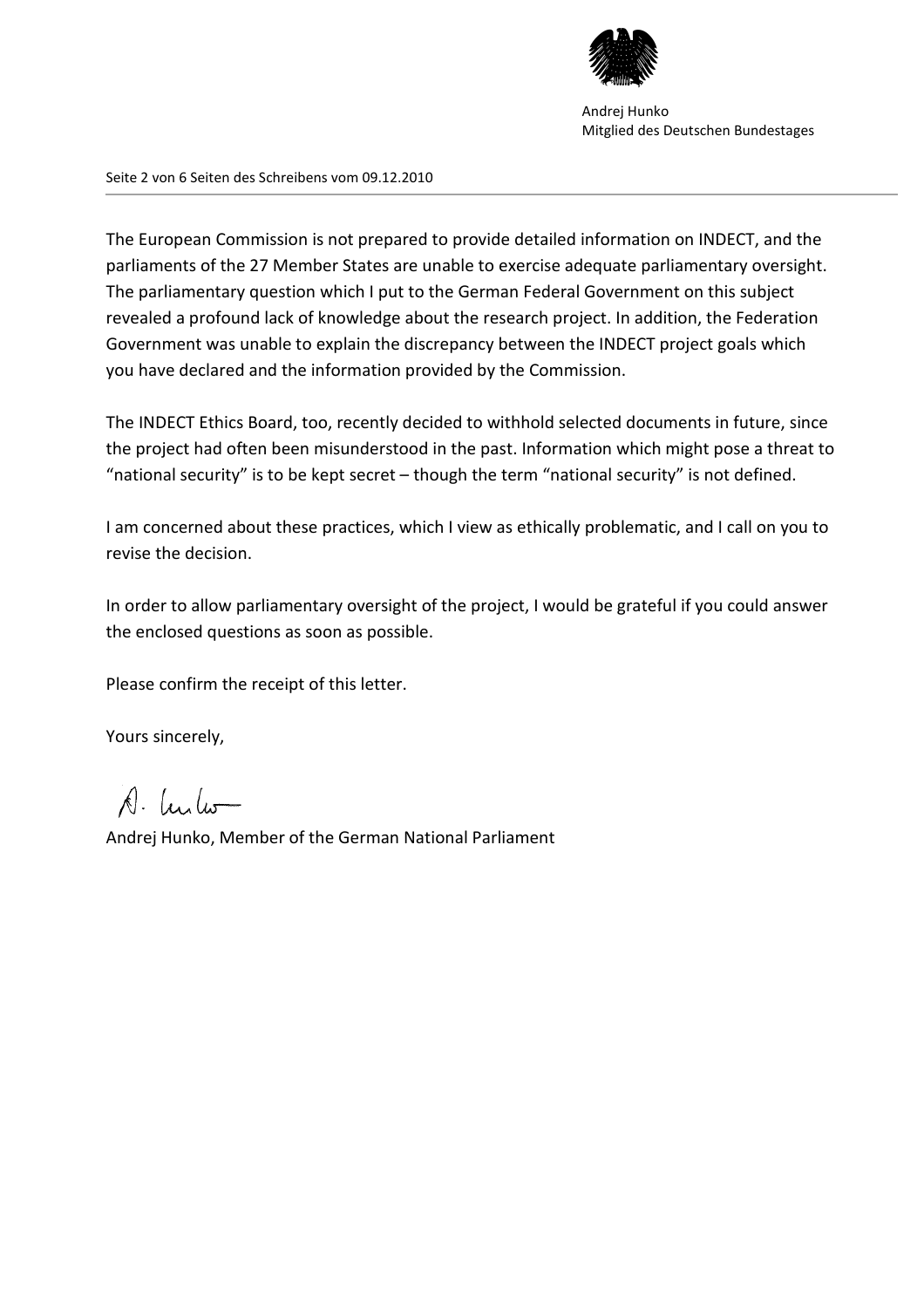The European Commission is not prepared to provide detailed information on INDECT, and the parliaments of the 27 Member States are unable to exercise adequate parliamentary oversight. The parliamentary question which I put to the German Federal Government on this subject revealed a profound lack of knowledge about the research project. In addition, the Federation Government was unable to explain the discrepancy between the INDECT project goals which you have declared and the information provided by the Commission.

The INDECT Ethics Board, too, recently decided to withhold selected documents in future, since the project had often been misunderstood in the past. Information which might pose a threat to "national security" is to be kept secret – though the term "national security" is not defined.

I am concerned about these practices, which I view as ethically problematic, and I call on you to revise the decision.

In order to allow parliamentary oversight of the project, I would be grateful if you could answer the enclosed questions as soon as possible.

Please confirm the receipt of this letter.

Yours sincerely,

A. Hunko

Andrej Hunko, Member of the German National Parliament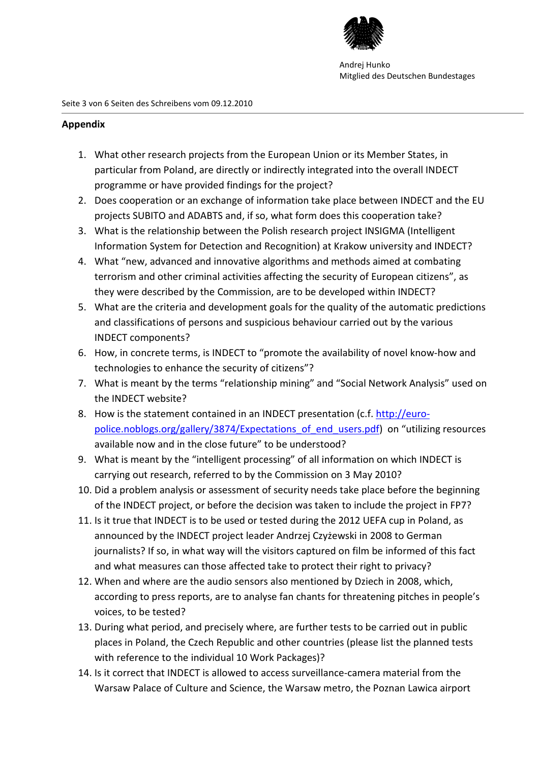## Appendix

1. What other research projects from the European Union or its Member States, in particular from Poland, are directly or indirectly integrated into the overall INDECT programme or have provided findings for the project?
2. Does cooperation or an exchange of information take place between INDECT and the EU projects SUBITO and ADABTS and, if so, what form does this cooperation take?
3. What is the relationship between the Polish research project INSIGMA (Intelligent Information System for Detection and Recognition) at Krakow university and INDECT?
4. What "new, advanced and innovative algorithms and methods aimed at combating terrorism and other criminal activities affecting the security of European citizens", as they were described by the Commission, are to be developed within INDECT?
5. What are the criteria and development goals for the quality of the automatic predictions and classifications of persons and suspicious behaviour carried out by the various INDECT components?
6. How, in concrete terms, is INDECT to "promote the availability of novel know-how and technologies to enhance the security of citizens"?
7. What is meant by the terms "relationship mining" and "Social Network Analysis" used on the INDECT website?
8. How is the statement contained in an INDECT presentation (c.f. [http://euro-police.noblogs.org/gallery/3874/Expectations_of_end_users.pdf](http://euro-police.noblogs.org/gallery/3874/Expectations_of_end_users.pdf)) on "utilizing resources available now and in the close future" to be understood?
9. What is meant by the "intelligent processing" of all information on which INDECT is carrying out research, referred to by the Commission on 3 May 2010?
10. Did a problem analysis or assessment of security needs take place before the beginning of the INDECT project, or before the decision was taken to include the project in FP7?
11. Is it true that INDECT is to be used or tested during the 2012 UEFA cup in Poland, as announced by the INDECT project leader Andrzej Czyżewski in 2008 to German journalists? If so, in what way will the visitors captured on film be informed of this fact and what measures can those affected take to protect their right to privacy?
12. When and where are the audio sensors also mentioned by Dziech in 2008, which, according to press reports, are to analyse fan chants for threatening pitches in people's voices, to be tested?
13. During what period, and precisely where, are further tests to be carried out in public places in Poland, the Czech Republic and other countries (please list the planned tests with reference to the individual 10 Work Packages)?
14. Is it correct that INDECT is allowed to access surveillance-camera material from the Warsaw Palace of Culture and Science, the Warsaw metro, the Poznan Lawica airport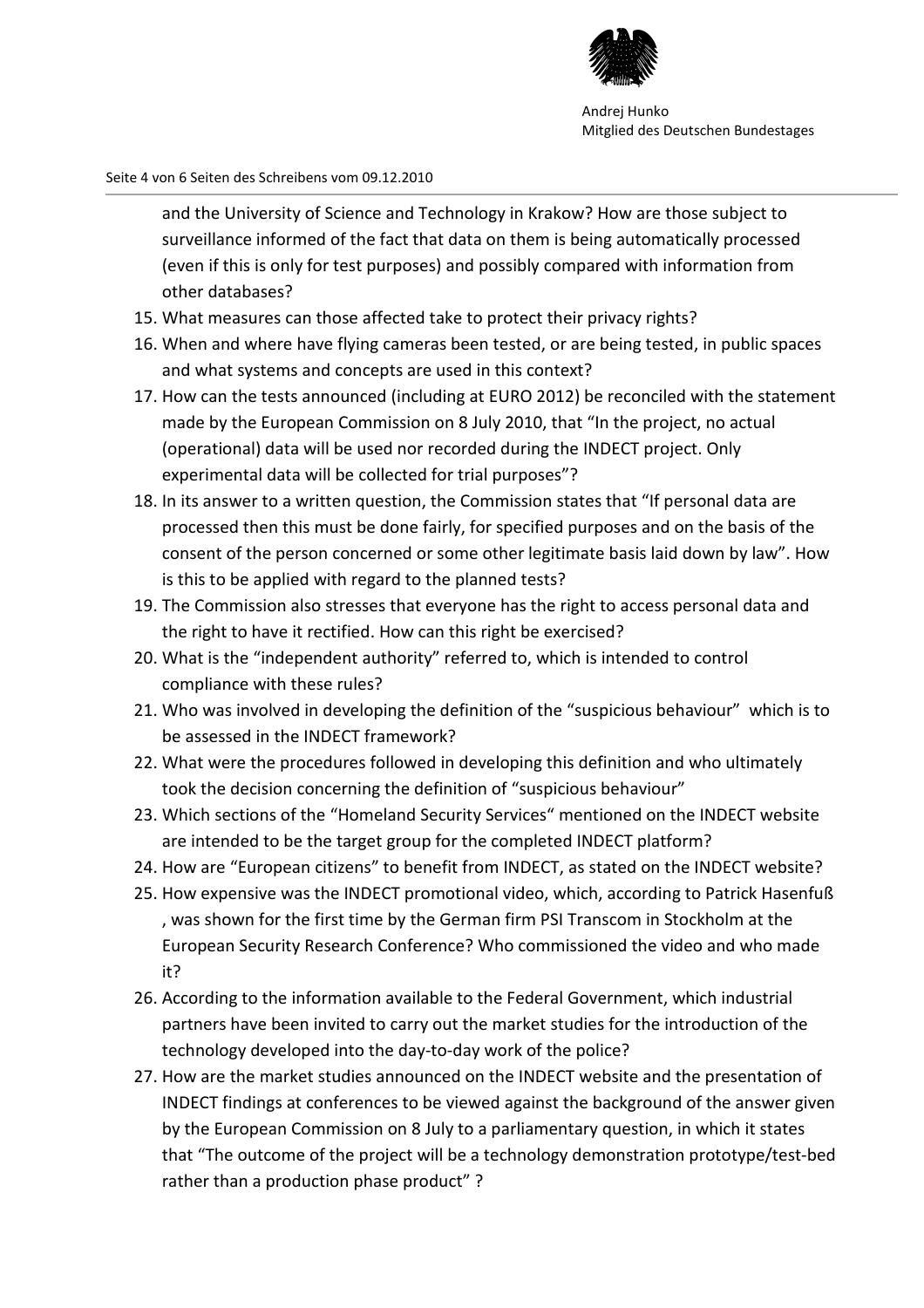and the University of Science and Technology in Krakow? How are those subject to surveillance informed of the fact that data on them is being automatically processed (even if this is only for test purposes) and possibly compared with information from other databases?

15. What measures can those affected take to protect their privacy rights?
16. When and where have flying cameras been tested, or are being tested, in public spaces and what systems and concepts are used in this context?
17. How can the tests announced (including at EURO 2012) be reconciled with the statement made by the European Commission on 8 July 2010, that "In the project, no actual (operational) data will be used nor recorded during the INDECT project. Only experimental data will be collected for trial purposes"?
18. In its answer to a written question, the Commission states that "If personal data are processed then this must be done fairly, for specified purposes and on the basis of the consent of the person concerned or some other legitimate basis laid down by law". How is this to be applied with regard to the planned tests?
19. The Commission also stresses that everyone has the right to access personal data and the right to have it rectified. How can this right be exercised?
20. What is the "independent authority" referred to, which is intended to control compliance with these rules?
21. Who was involved in developing the definition of the "suspicious behaviour" which is to be assessed in the INDECT framework?
22. What were the procedures followed in developing this definition and who ultimately took the decision concerning the definition of "suspicious behaviour"
23. Which sections of the "Homeland Security Services" mentioned on the INDECT website are intended to be the target group for the completed INDECT platform?
24. How are "European citizens" to benefit from INDECT, as stated on the INDECT website?
25. How expensive was the INDECT promotional video, which, according to Patrick Hasenfuß , was shown for the first time by the German firm PSI Transcom in Stockholm at the European Security Research Conference? Who commissioned the video and who made it?
26. According to the information available to the Federal Government, which industrial partners have been invited to carry out the market studies for the introduction of the technology developed into the day-to-day work of the police?
27. How are the market studies announced on the INDECT website and the presentation of INDECT findings at conferences to be viewed against the background of the answer given by the European Commission on 8 July to a parliamentary question, in which it states that "The outcome of the project will be a technology demonstration prototype/test-bed rather than a production phase product" ?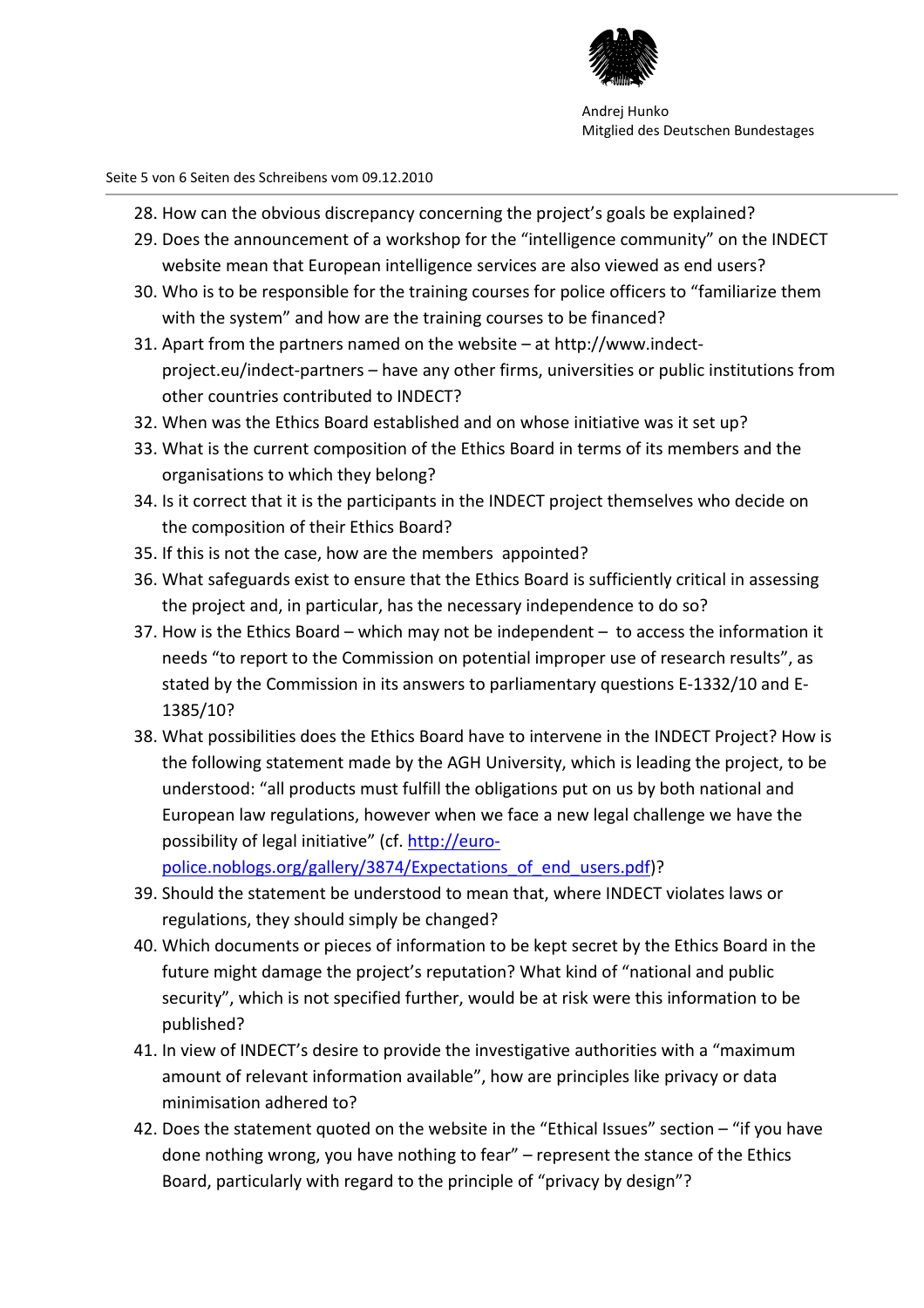28. How can the obvious discrepancy concerning the project's goals be explained?
29. Does the announcement of a workshop for the "intelligence community" on the INDECT website mean that European intelligence services are also viewed as end users?
30. Who is to be responsible for the training courses for police officers to "familiarize them with the system" and how are the training courses to be financed?
31. Apart from the partners named on the website – at http://www.indect-project.eu/indect-partners – have any other firms, universities or public institutions from other countries contributed to INDECT?
32. When was the Ethics Board established and on whose initiative was it set up?
33. What is the current composition of the Ethics Board in terms of its members and the organisations to which they belong?
34. Is it correct that it is the participants in the INDECT project themselves who decide on the composition of their Ethics Board?
35. If this is not the case, how are the members appointed?
36. What safeguards exist to ensure that the Ethics Board is sufficiently critical in assessing the project and, in particular, has the necessary independence to do so?
37. How is the Ethics Board – which may not be independent – to access the information it needs "to report to the Commission on potential improper use of research results", as stated by the Commission in its answers to parliamentary questions E-1332/10 and E-1385/10?
38. What possibilities does the Ethics Board have to intervene in the INDECT Project? How is the following statement made by the AGH University, which is leading the project, to be understood: "all products must fulfill the obligations put on us by both national and European law regulations, however when we face a new legal challenge we have the possibility of legal initiative" (cf. http://euro-police.noblogs.org/gallery/3874/Expectations_of_end_users.pdf)?
39. Should the statement be understood to mean that, where INDECT violates laws or regulations, they should simply be changed?
40. Which documents or pieces of information to be kept secret by the Ethics Board in the future might damage the project's reputation? What kind of "national and public security", which is not specified further, would be at risk were this information to be published?
41. In view of INDECT's desire to provide the investigative authorities with a "maximum amount of relevant information available", how are principles like privacy or data minimisation adhered to?
42. Does the statement quoted on the website in the "Ethical Issues" section – "if you have done nothing wrong, you have nothing to fear" – represent the stance of the Ethics Board, particularly with regard to the principle of "privacy by design"?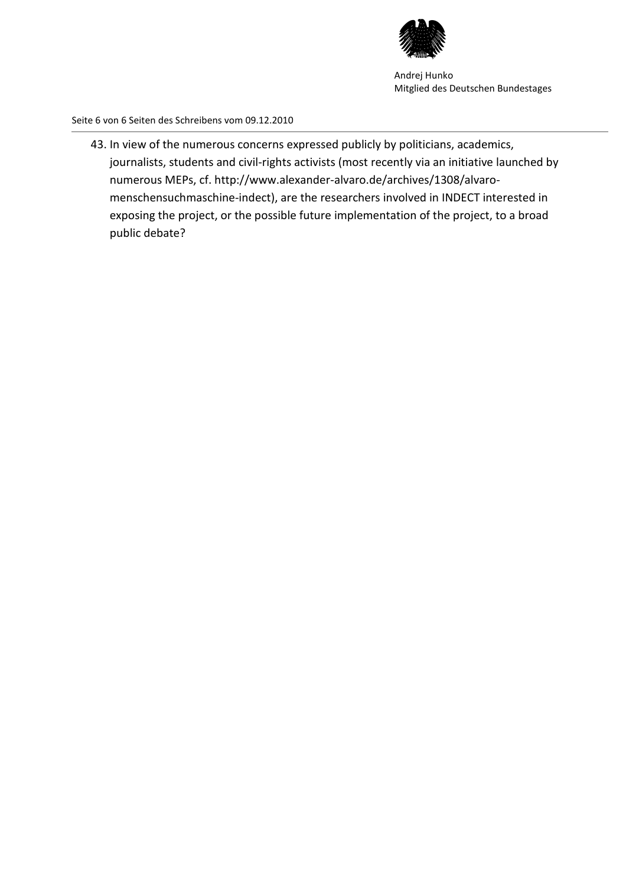43. In view of the numerous concerns expressed publicly by politicians, academics, journalists, students and civil-rights activists (most recently via an initiative launched by numerous MEPs, cf. http://www.alexander-alvaro.de/archives/1308/alvaro-menschensuchmaschine-indect), are the researchers involved in INDECT interested in exposing the project, or the possible future implementation of the project, to a broad public debate?